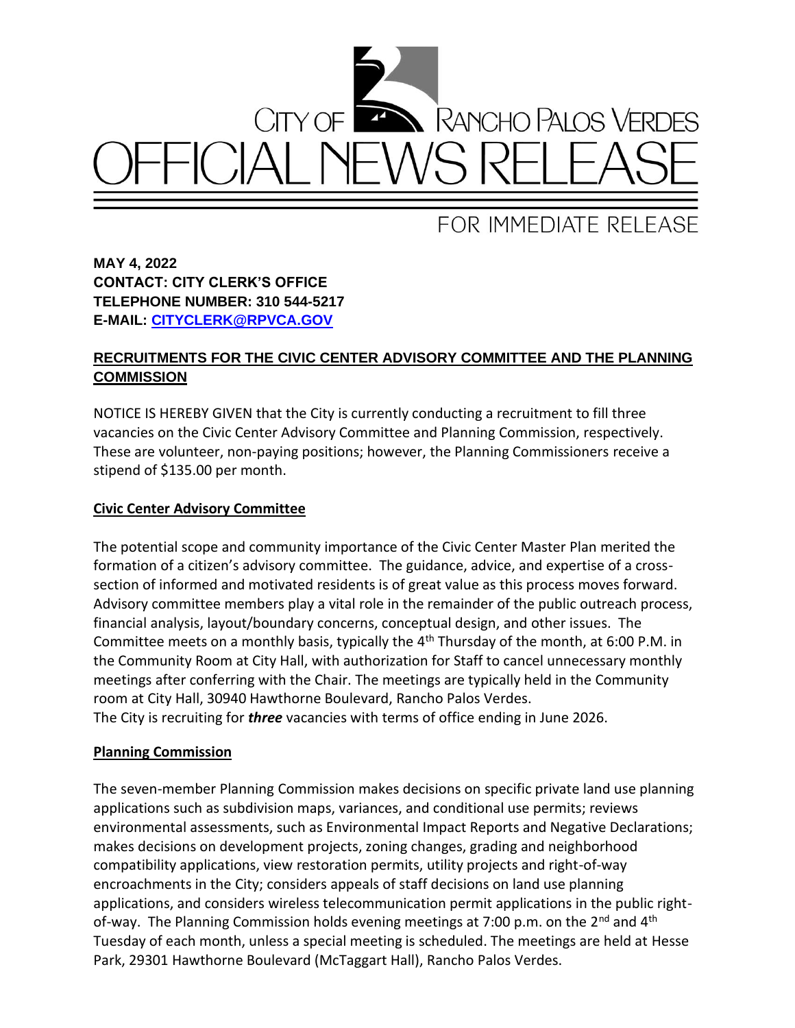# CITY OF RANCHO PALOS VERDES OFFICIAL NEWS RELEASE

FOR IMMEDIATE RELEASE

**MAY 4, 2022**
**CONTACT: CITY CLERK'S OFFICE**
**TELEPHONE NUMBER: 310 544-5217**
**E-MAIL: CITYCLERK@RPVCA.GOV**

## RECRUITMENTS FOR THE CIVIC CENTER ADVISORY COMMITTEE AND THE PLANNING COMMISSION

NOTICE IS HEREBY GIVEN that the City is currently conducting a recruitment to fill three vacancies on the Civic Center Advisory Committee and Planning Commission, respectively. These are volunteer, non-paying positions; however, the Planning Commissioners receive a stipend of $135.00 per month.

### Civic Center Advisory Committee

The potential scope and community importance of the Civic Center Master Plan merited the formation of a citizen's advisory committee. The guidance, advice, and expertise of a cross-section of informed and motivated residents is of great value as this process moves forward. Advisory committee members play a vital role in the remainder of the public outreach process, financial analysis, layout/boundary concerns, conceptual design, and other issues. The Committee meets on a monthly basis, typically the 4th Thursday of the month, at 6:00 P.M. in the Community Room at City Hall, with authorization for Staff to cancel unnecessary monthly meetings after conferring with the Chair. The meetings are typically held in the Community room at City Hall, 30940 Hawthorne Boulevard, Rancho Palos Verdes.
The City is recruiting for ***three*** vacancies with terms of office ending in June 2026.

### Planning Commission

The seven-member Planning Commission makes decisions on specific private land use planning applications such as subdivision maps, variances, and conditional use permits; reviews environmental assessments, such as Environmental Impact Reports and Negative Declarations; makes decisions on development projects, zoning changes, grading and neighborhood compatibility applications, view restoration permits, utility projects and right-of-way encroachments in the City; considers appeals of staff decisions on land use planning applications, and considers wireless telecommunication permit applications in the public right-of-way. The Planning Commission holds evening meetings at 7:00 p.m. on the 2nd and 4th Tuesday of each month, unless a special meeting is scheduled. The meetings are held at Hesse Park, 29301 Hawthorne Boulevard (McTaggart Hall), Rancho Palos Verdes.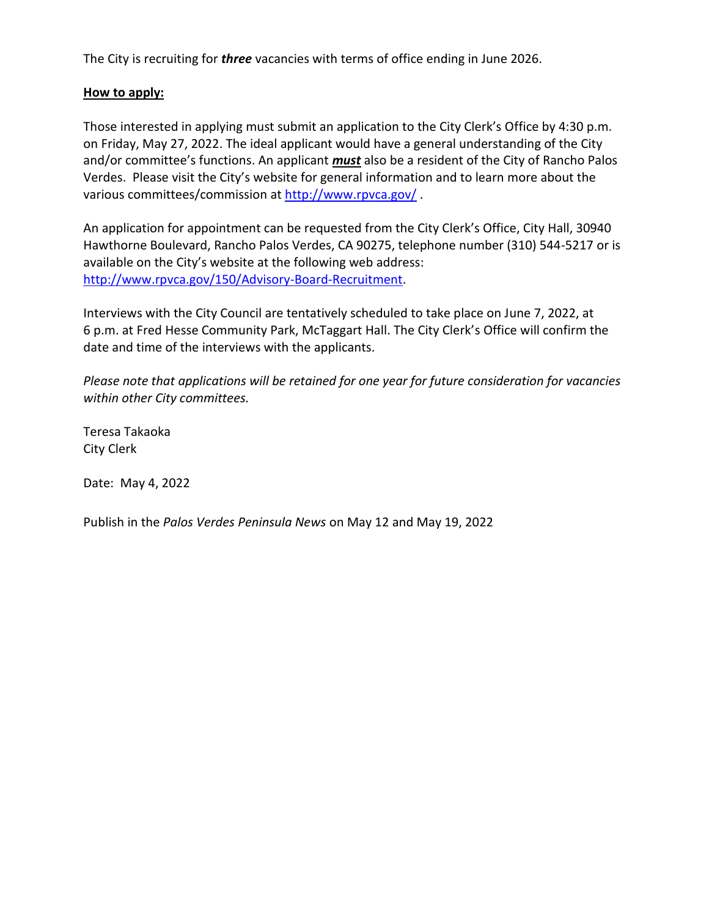The City is recruiting for ***three*** vacancies with terms of office ending in June 2026.

**How to apply:**

Those interested in applying must submit an application to the City Clerk's Office by 4:30 p.m. on Friday, May 27, 2022. The ideal applicant would have a general understanding of the City and/or committee's functions. An applicant ***must*** also be a resident of the City of Rancho Palos Verdes. Please visit the City's website for general information and to learn more about the various committees/commission at http://www.rpvca.gov/ .

An application for appointment can be requested from the City Clerk's Office, City Hall, 30940 Hawthorne Boulevard, Rancho Palos Verdes, CA 90275, telephone number (310) 544-5217 or is available on the City's website at the following web address: http://www.rpvca.gov/150/Advisory-Board-Recruitment.

Interviews with the City Council are tentatively scheduled to take place on June 7, 2022, at 6 p.m. at Fred Hesse Community Park, McTaggart Hall. The City Clerk's Office will confirm the date and time of the interviews with the applicants.

*Please note that applications will be retained for one year for future consideration for vacancies within other City committees.*

Teresa Takaoka
City Clerk

Date: May 4, 2022

Publish in the *Palos Verdes Peninsula News* on May 12 and May 19, 2022